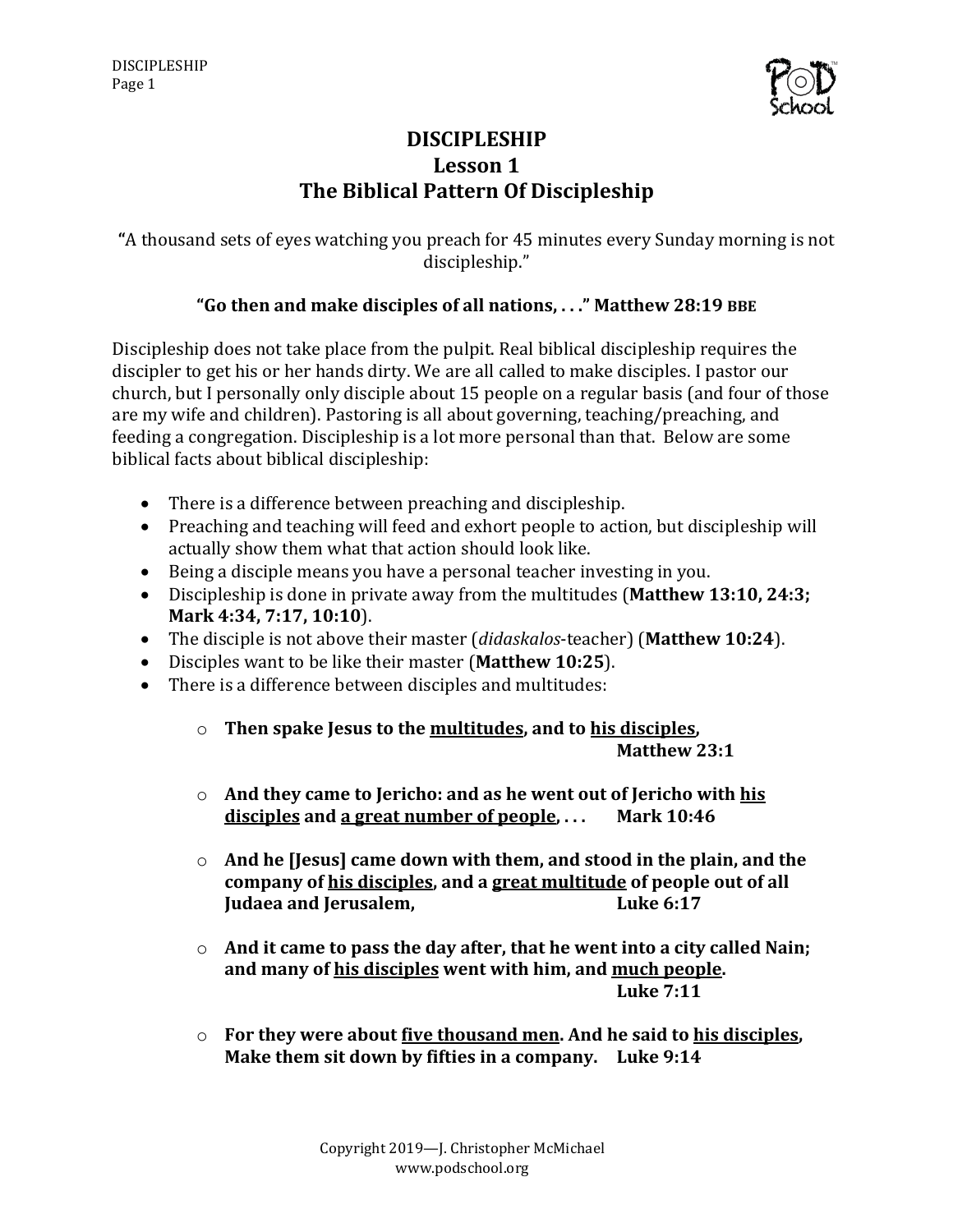# DISCIPLESHIP
## Lesson 1
## The Biblical Pattern Of Discipleship

"A thousand sets of eyes watching you preach for 45 minutes every Sunday morning is not discipleship."

**"Go then and make disciples of all nations, . . ." Matthew 28:19 BBE**

Discipleship does not take place from the pulpit. Real biblical discipleship requires the discipler to get his or her hands dirty. We are all called to make disciples. I pastor our church, but I personally only disciple about 15 people on a regular basis (and four of those are my wife and children). Pastoring is all about governing, teaching/preaching, and feeding a congregation. Discipleship is a lot more personal than that. Below are some biblical facts about biblical discipleship:

- There is a difference between preaching and discipleship.
- Preaching and teaching will feed and exhort people to action, but discipleship will actually show them what that action should look like.
- Being a disciple means you have a personal teacher investing in you.
- Discipleship is done in private away from the multitudes (**Matthew 13:10, 24:3; Mark 4:34, 7:17, 10:10**).
- The disciple is not above their master (*didaskalos*-teacher) (**Matthew 10:24**).
- Disciples want to be like their master (**Matthew 10:25**).
- There is a difference between disciples and multitudes:
    - **Then spake Jesus to the <u>multitudes</u>, and to <u>his disciples</u>, Matthew 23:1**
    - **And they came to Jericho: and as he went out of Jericho with <u>his disciples</u> and <u>a great number of people</u>, . . . Mark 10:46**
    - **And he [Jesus] came down with them, and stood in the plain, and the company of <u>his disciples</u>, and a <u>great multitude</u> of people out of all Judaea and Jerusalem, Luke 6:17**
    - **And it came to pass the day after, that he went into a city called Nain; and many of <u>his disciples</u> went with him, and <u>much people</u>. Luke 7:11**
    - **For they were about <u>five thousand men</u>. And he said to <u>his disciples</u>, Make them sit down by fifties in a company. Luke 9:14**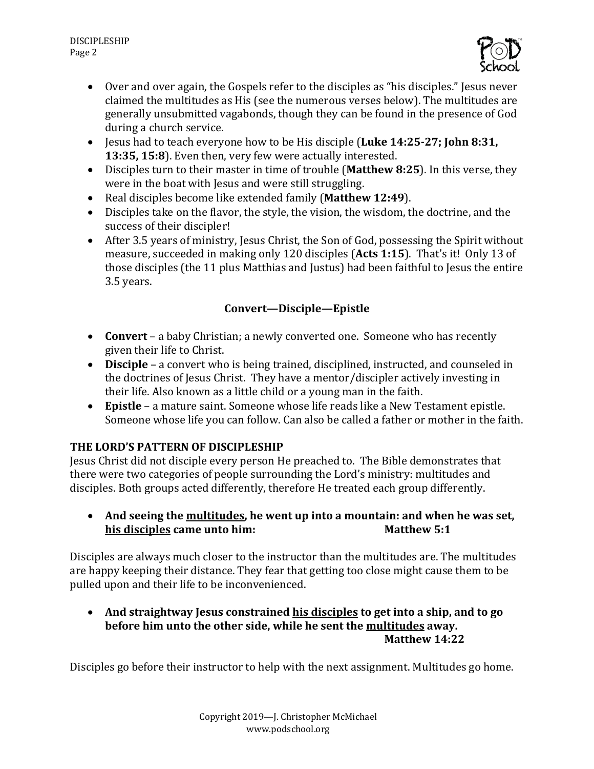- Over and over again, the Gospels refer to the disciples as "his disciples." Jesus never claimed the multitudes as His (see the numerous verses below). The multitudes are generally unsubmitted vagabonds, though they can be found in the presence of God during a church service.
- Jesus had to teach everyone how to be His disciple (**Luke 14:25-27; John 8:31, 13:35, 15:8**). Even then, very few were actually interested.
- Disciples turn to their master in time of trouble (**Matthew 8:25**). In this verse, they were in the boat with Jesus and were still struggling.
- Real disciples become like extended family (**Matthew 12:49**).
- Disciples take on the flavor, the style, the vision, the wisdom, the doctrine, and the success of their discipler!
- After 3.5 years of ministry, Jesus Christ, the Son of God, possessing the Spirit without measure, succeeded in making only 120 disciples (**Acts 1:15**). That's it! Only 13 of those disciples (the 11 plus Matthias and Justus) had been faithful to Jesus the entire 3.5 years.

**Convert—Disciple—Epistle**

- **Convert** – a baby Christian; a newly converted one. Someone who has recently given their life to Christ.
- **Disciple** – a convert who is being trained, disciplined, instructed, and counseled in the doctrines of Jesus Christ. They have a mentor/discipler actively investing in their life. Also known as a little child or a young man in the faith.
- **Epistle** – a mature saint. Someone whose life reads like a New Testament epistle. Someone whose life you can follow. Can also be called a father or mother in the faith.

## THE LORD'S PATTERN OF DISCIPLESHIP

Jesus Christ did not disciple every person He preached to. The Bible demonstrates that there were two categories of people surrounding the Lord's ministry: multitudes and disciples. Both groups acted differently, therefore He treated each group differently.

- **And seeing the <u>multitudes</u>, he went up into a mountain: and when he was set, <u>his disciples</u> came unto him: Matthew 5:1**

Disciples are always much closer to the instructor than the multitudes are. The multitudes are happy keeping their distance. They fear that getting too close might cause them to be pulled upon and their life to be inconvenienced.

- **And straightway Jesus constrained <u>his disciples</u> to get into a ship, and to go before him unto the other side, while he sent the <u>multitudes</u> away. Matthew 14:22**

Disciples go before their instructor to help with the next assignment. Multitudes go home.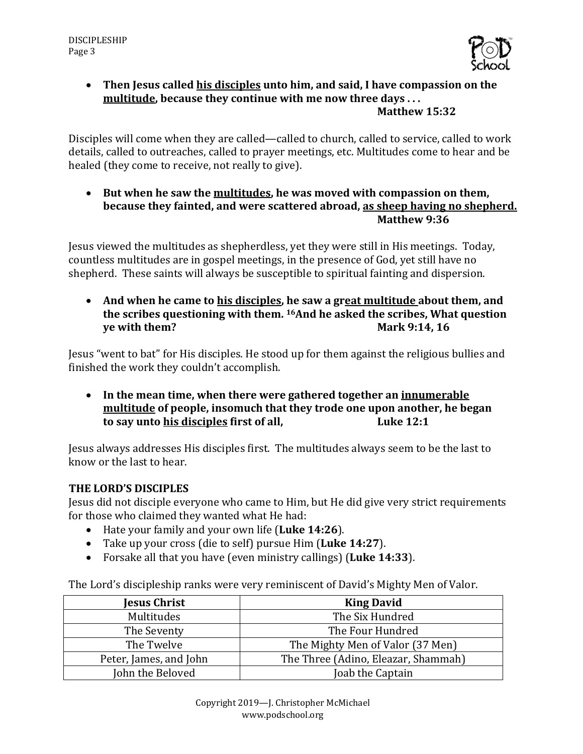- **Then Jesus called <u>his disciples</u> unto him, and said, I have compassion on the <u>multitude</u>, because they continue with me now three days . . .**
  **Matthew 15:32**

Disciples will come when they are called—called to church, called to service, called to work details, called to outreaches, called to prayer meetings, etc. Multitudes come to hear and be healed (they come to receive, not really to give).

- **But when he saw the <u>multitudes</u>, he was moved with compassion on them, because they fainted, and were scattered abroad, <u>as sheep having no shepherd.</u>**
  **Matthew 9:36**

Jesus viewed the multitudes as shepherdless, yet they were still in His meetings. Today, countless multitudes are in gospel meetings, in the presence of God, yet still have no shepherd. These saints will always be susceptible to spiritual fainting and dispersion.

- **And when he came to <u>his disciples</u>, he saw a <u>great multitude</u> about them, and the scribes questioning with them. [16]And he asked the scribes, What question ye with them?** **Mark 9:14, 16**

Jesus "went to bat" for His disciples. He stood up for them against the religious bullies and finished the work they couldn't accomplish.

- **In the mean time, when there were gathered together an <u>innumerable multitude</u> of people, insomuch that they trode one upon another, he began to say unto <u>his disciples</u> first of all,** **Luke 12:1**

Jesus always addresses His disciples first. The multitudes always seem to be the last to know or the last to hear.

**THE LORD'S DISCIPLES**

Jesus did not disciple everyone who came to Him, but He did give very strict requirements for those who claimed they wanted what He had:

- Hate your family and your own life (**Luke 14:26**).
- Take up your cross (die to self) pursue Him (**Luke 14:27**).
- Forsake all that you have (even ministry callings) (**Luke 14:33**).

The Lord's discipleship ranks were very reminiscent of David's Mighty Men of Valor.

| Jesus Christ | King David |
|---|---|
| Multitudes | The Six Hundred |
| The Seventy | The Four Hundred |
| The Twelve | The Mighty Men of Valor (37 Men) |
| Peter, James, and John | The Three (Adino, Eleazar, Shammah) |
| John the Beloved | Joab the Captain |

Copyright 2019—J. Christopher McMichael
www.podschool.org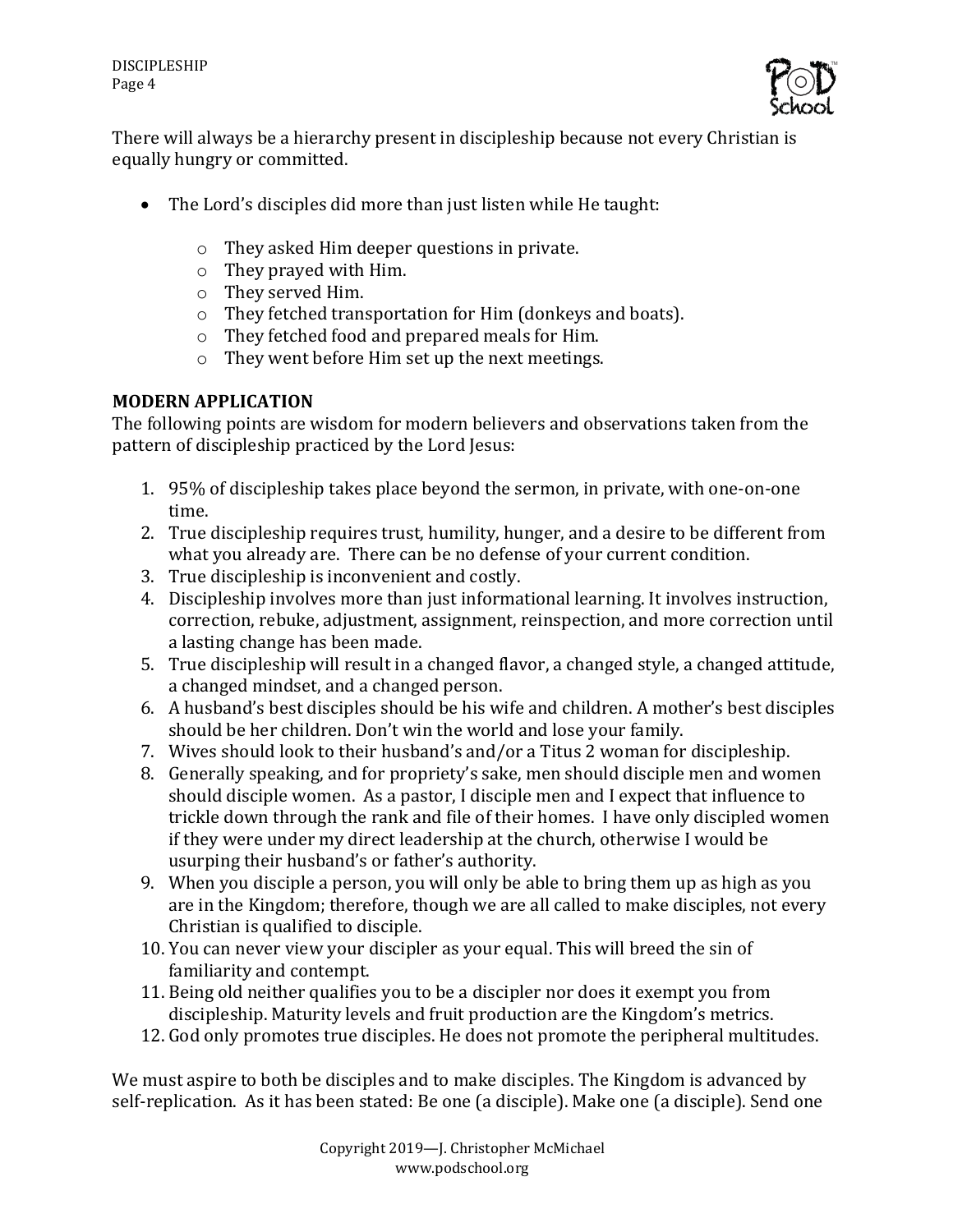There will always be a hierarchy present in discipleship because not every Christian is equally hungry or committed.

- The Lord's disciples did more than just listen while He taught:
    - They asked Him deeper questions in private.
    - They prayed with Him.
    - They served Him.
    - They fetched transportation for Him (donkeys and boats).
    - They fetched food and prepared meals for Him.
    - They went before Him set up the next meetings.

**MODERN APPLICATION**

The following points are wisdom for modern believers and observations taken from the pattern of discipleship practiced by the Lord Jesus:

1. 95% of discipleship takes place beyond the sermon, in private, with one-on-one time.
2. True discipleship requires trust, humility, hunger, and a desire to be different from what you already are. There can be no defense of your current condition.
3. True discipleship is inconvenient and costly.
4. Discipleship involves more than just informational learning. It involves instruction, correction, rebuke, adjustment, assignment, reinspection, and more correction until a lasting change has been made.
5. True discipleship will result in a changed flavor, a changed style, a changed attitude, a changed mindset, and a changed person.
6. A husband's best disciples should be his wife and children. A mother's best disciples should be her children. Don't win the world and lose your family.
7. Wives should look to their husband's and/or a Titus 2 woman for discipleship.
8. Generally speaking, and for propriety's sake, men should disciple men and women should disciple women. As a pastor, I disciple men and I expect that influence to trickle down through the rank and file of their homes. I have only discipled women if they were under my direct leadership at the church, otherwise I would be usurping their husband's or father's authority.
9. When you disciple a person, you will only be able to bring them up as high as you are in the Kingdom; therefore, though we are all called to make disciples, not every Christian is qualified to disciple.
10. You can never view your discipler as your equal. This will breed the sin of familiarity and contempt.
11. Being old neither qualifies you to be a discipler nor does it exempt you from discipleship. Maturity levels and fruit production are the Kingdom's metrics.
12. God only promotes true disciples. He does not promote the peripheral multitudes.

We must aspire to both be disciples and to make disciples. The Kingdom is advanced by self-replication. As it has been stated: Be one (a disciple). Make one (a disciple). Send one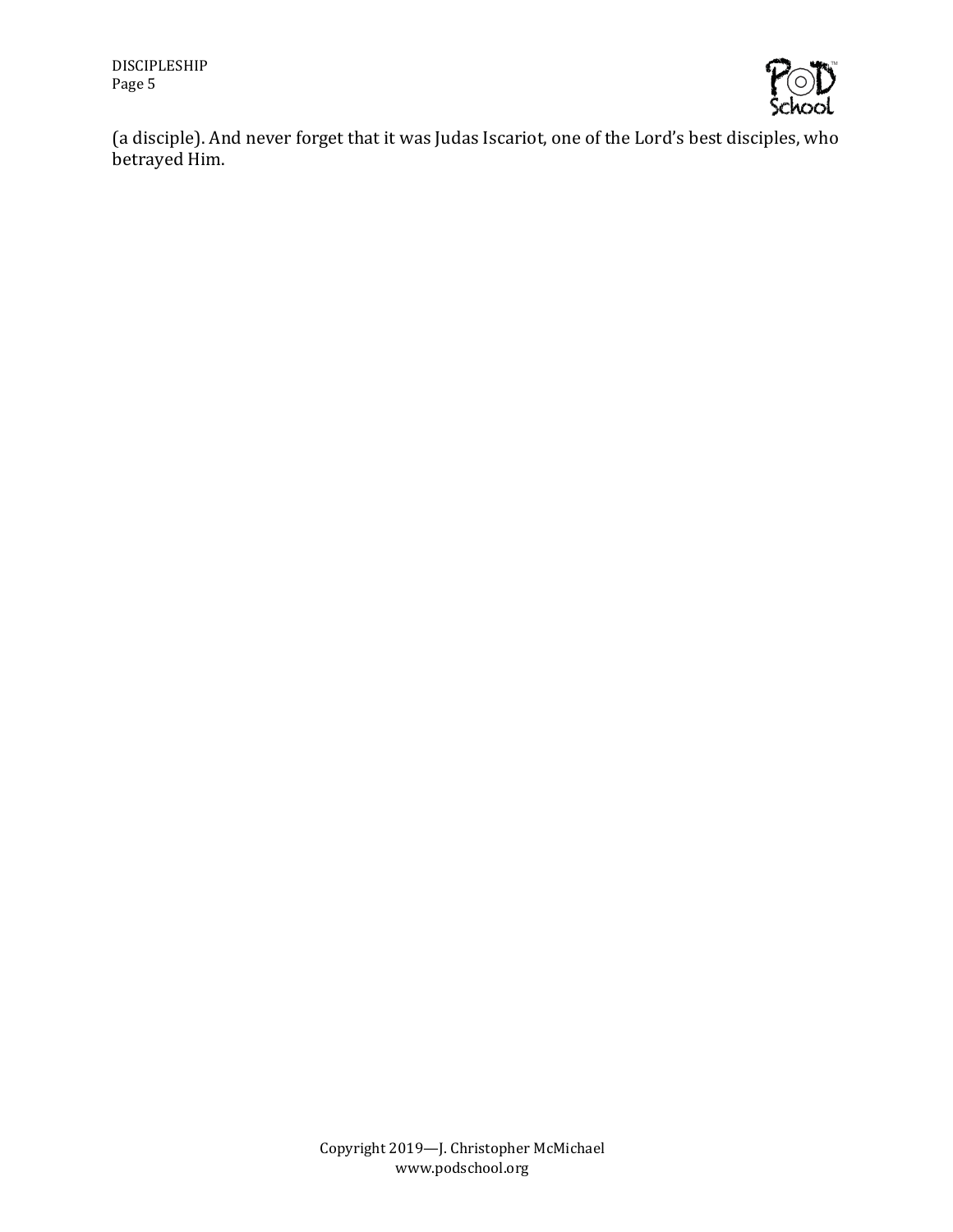(a disciple). And never forget that it was Judas Iscariot, one of the Lord's best disciples, who betrayed Him.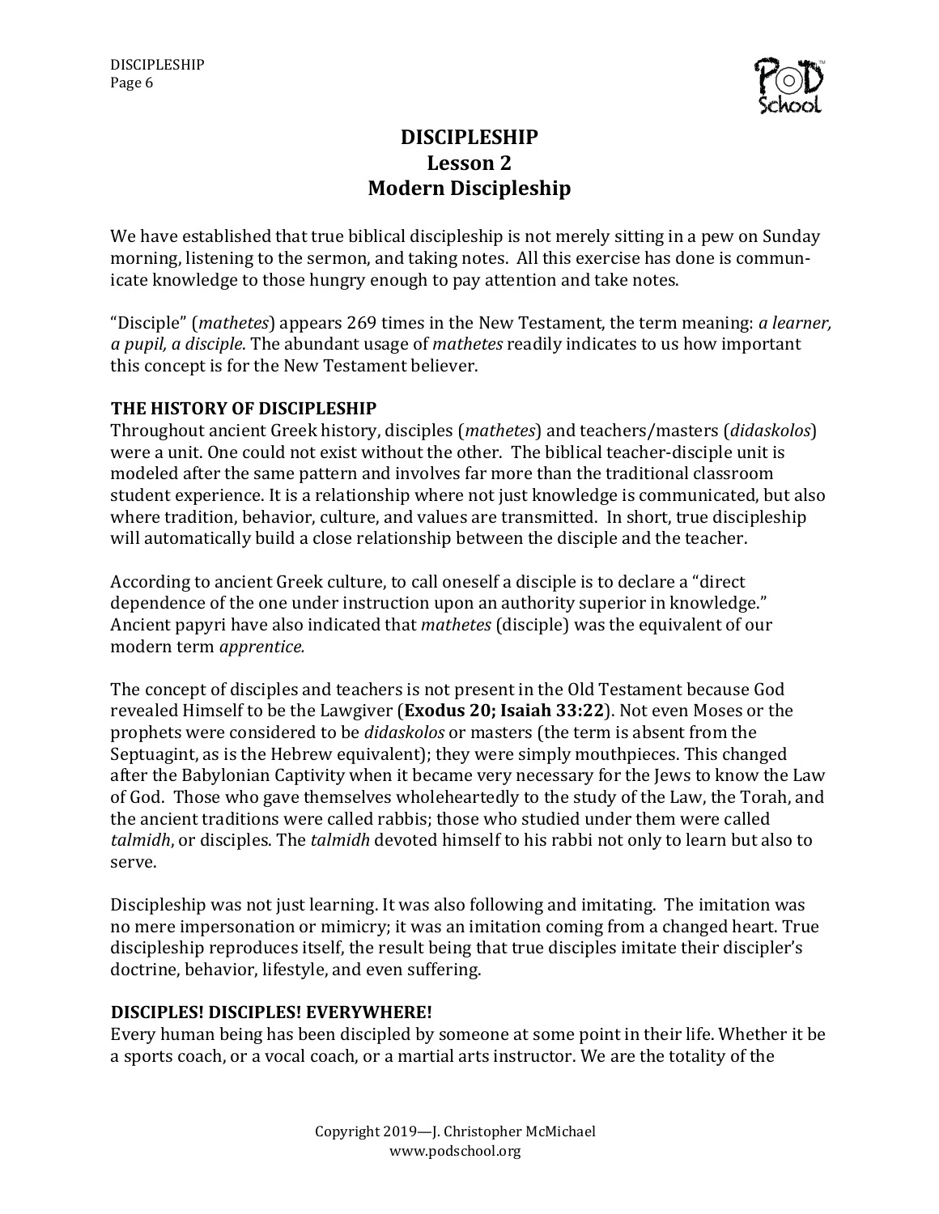# DISCIPLESHIP
## Lesson 2
## Modern Discipleship

We have established that true biblical discipleship is not merely sitting in a pew on Sunday morning, listening to the sermon, and taking notes. All this exercise has done is communicate knowledge to those hungry enough to pay attention and take notes.

“Disciple” (*mathetes*) appears 269 times in the New Testament, the term meaning: *a learner, a pupil, a disciple*. The abundant usage of *mathetes* readily indicates to us how important this concept is for the New Testament believer.

### THE HISTORY OF DISCIPLESHIP

Throughout ancient Greek history, disciples (*mathetes*) and teachers/masters (*didaskolos*) were a unit. One could not exist without the other. The biblical teacher-disciple unit is modeled after the same pattern and involves far more than the traditional classroom student experience. It is a relationship where not just knowledge is communicated, but also where tradition, behavior, culture, and values are transmitted. In short, true discipleship will automatically build a close relationship between the disciple and the teacher.

According to ancient Greek culture, to call oneself a disciple is to declare a “direct dependence of the one under instruction upon an authority superior in knowledge.” Ancient papyri have also indicated that *mathetes* (disciple) was the equivalent of our modern term *apprentice.*

The concept of disciples and teachers is not present in the Old Testament because God revealed Himself to be the Lawgiver (**Exodus 20; Isaiah 33:22**). Not even Moses or the prophets were considered to be *didaskolos* or masters (the term is absent from the Septuagint, as is the Hebrew equivalent); they were simply mouthpieces. This changed after the Babylonian Captivity when it became very necessary for the Jews to know the Law of God. Those who gave themselves wholeheartedly to the study of the Law, the Torah, and the ancient traditions were called rabbis; those who studied under them were called *talmidh*, or disciples. The *talmidh* devoted himself to his rabbi not only to learn but also to serve.

Discipleship was not just learning. It was also following and imitating. The imitation was no mere impersonation or mimicry; it was an imitation coming from a changed heart. True discipleship reproduces itself, the result being that true disciples imitate their discipler’s doctrine, behavior, lifestyle, and even suffering.

### DISCIPLES! DISCIPLES! EVERYWHERE!

Every human being has been discipled by someone at some point in their life. Whether it be a sports coach, or a vocal coach, or a martial arts instructor. We are the totality of the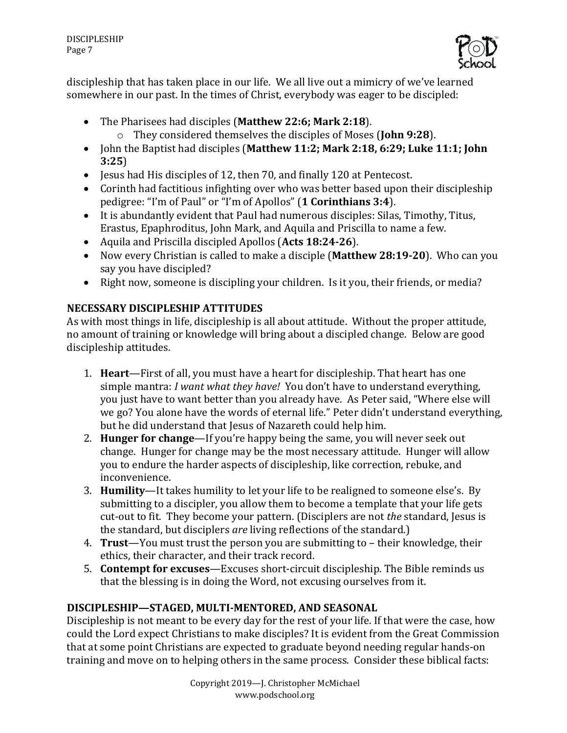discipleship that has taken place in our life. We all live out a mimicry of we've learned somewhere in our past. In the times of Christ, everybody was eager to be discipled:

- The Pharisees had disciples (**Matthew 22:6; Mark 2:18**).
  - They considered themselves the disciples of Moses (**John 9:28**).
- John the Baptist had disciples (**Matthew 11:2; Mark 2:18, 6:29; Luke 11:1; John 3:25**)
- Jesus had His disciples of 12, then 70, and finally 120 at Pentecost.
- Corinth had factitious infighting over who was better based upon their discipleship pedigree: "I'm of Paul" or "I'm of Apollos" (**1 Corinthians 3:4**).
- It is abundantly evident that Paul had numerous disciples: Silas, Timothy, Titus, Erastus, Epaphroditus, John Mark, and Aquila and Priscilla to name a few.
- Aquila and Priscilla discipled Apollos (**Acts 18:24-26**).
- Now every Christian is called to make a disciple (**Matthew 28:19-20**). Who can you say you have discipled?
- Right now, someone is discipling your children. Is it you, their friends, or media?

## NECESSARY DISCIPLESHIP ATTITUDES

As with most things in life, discipleship is all about attitude. Without the proper attitude, no amount of training or knowledge will bring about a discipled change. Below are good discipleship attitudes.

1. **Heart**—First of all, you must have a heart for discipleship. That heart has one simple mantra: *I want what they have!* You don't have to understand everything, you just have to want better than you already have. As Peter said, "Where else will we go? You alone have the words of eternal life." Peter didn't understand everything, but he did understand that Jesus of Nazareth could help him.
2. **Hunger for change**—If you're happy being the same, you will never seek out change. Hunger for change may be the most necessary attitude. Hunger will allow you to endure the harder aspects of discipleship, like correction, rebuke, and inconvenience.
3. **Humility**—It takes humility to let your life to be realigned to someone else's. By submitting to a discipler, you allow them to become a template that your life gets cut-out to fit. They become your pattern. (Disciplers are not *the* standard, Jesus is the standard, but disciplers *are* living reflections of the standard.)
4. **Trust**—You must trust the person you are submitting to – their knowledge, their ethics, their character, and their track record.
5. **Contempt for excuses**—Excuses short-circuit discipleship. The Bible reminds us that the blessing is in doing the Word, not excusing ourselves from it.

## DISCIPLESHIP—STAGED, MULTI-MENTORED, AND SEASONAL

Discipleship is not meant to be every day for the rest of your life. If that were the case, how could the Lord expect Christians to make disciples? It is evident from the Great Commission that at some point Christians are expected to graduate beyond needing regular hands-on training and move on to helping others in the same process. Consider these biblical facts: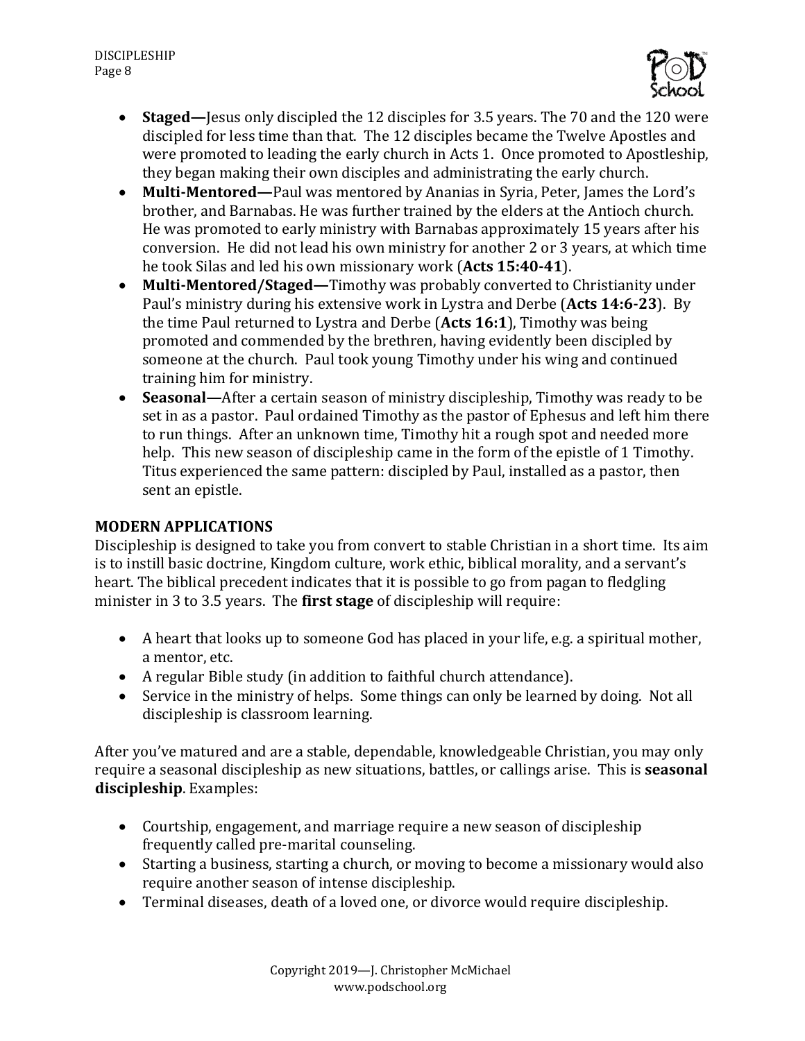- **Staged—**Jesus only discipled the 12 disciples for 3.5 years. The 70 and the 120 were discipled for less time than that. The 12 disciples became the Twelve Apostles and were promoted to leading the early church in Acts 1. Once promoted to Apostleship, they began making their own disciples and administrating the early church.
- **Multi-Mentored—**Paul was mentored by Ananias in Syria, Peter, James the Lord's brother, and Barnabas. He was further trained by the elders at the Antioch church. He was promoted to early ministry with Barnabas approximately 15 years after his conversion. He did not lead his own ministry for another 2 or 3 years, at which time he took Silas and led his own missionary work (**Acts 15:40-41**).
- **Multi-Mentored/Staged—**Timothy was probably converted to Christianity under Paul's ministry during his extensive work in Lystra and Derbe (**Acts 14:6-23**). By the time Paul returned to Lystra and Derbe (**Acts 16:1**), Timothy was being promoted and commended by the brethren, having evidently been discipled by someone at the church. Paul took young Timothy under his wing and continued training him for ministry.
- **Seasonal—**After a certain season of ministry discipleship, Timothy was ready to be set in as a pastor. Paul ordained Timothy as the pastor of Ephesus and left him there to run things. After an unknown time, Timothy hit a rough spot and needed more help. This new season of discipleship came in the form of the epistle of 1 Timothy. Titus experienced the same pattern: discipled by Paul, installed as a pastor, then sent an epistle.

## MODERN APPLICATIONS

Discipleship is designed to take you from convert to stable Christian in a short time. Its aim is to instill basic doctrine, Kingdom culture, work ethic, biblical morality, and a servant's heart. The biblical precedent indicates that it is possible to go from pagan to fledgling minister in 3 to 3.5 years. The **first stage** of discipleship will require:

- A heart that looks up to someone God has placed in your life, e.g. a spiritual mother, a mentor, etc.
- A regular Bible study (in addition to faithful church attendance).
- Service in the ministry of helps. Some things can only be learned by doing. Not all discipleship is classroom learning.

After you've matured and are a stable, dependable, knowledgeable Christian, you may only require a seasonal discipleship as new situations, battles, or callings arise. This is **seasonal discipleship**. Examples:

- Courtship, engagement, and marriage require a new season of discipleship frequently called pre-marital counseling.
- Starting a business, starting a church, or moving to become a missionary would also require another season of intense discipleship.
- Terminal diseases, death of a loved one, or divorce would require discipleship.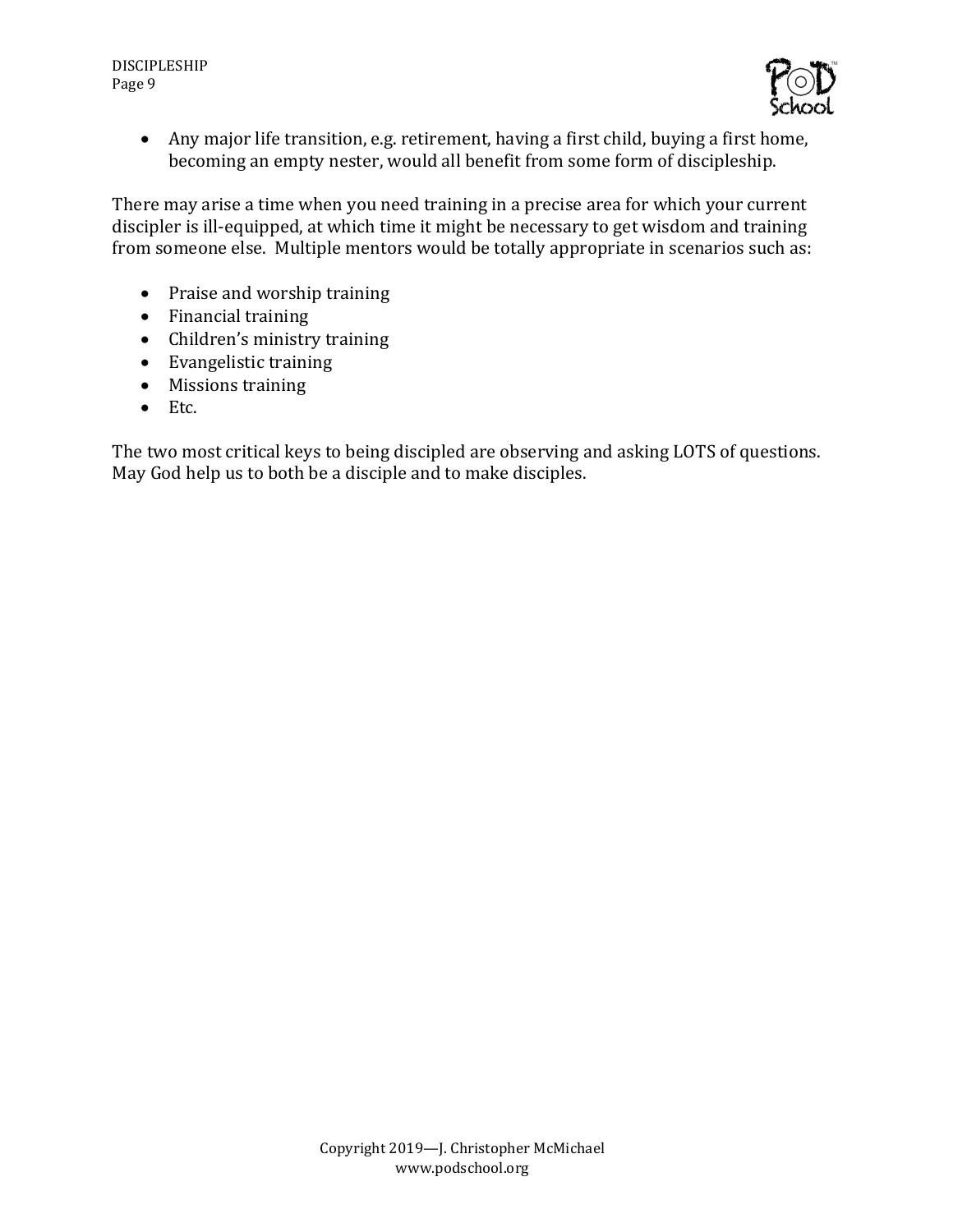- Any major life transition, e.g. retirement, having a first child, buying a first home, becoming an empty nester, would all benefit from some form of discipleship.

There may arise a time when you need training in a precise area for which your current discipler is ill-equipped, at which time it might be necessary to get wisdom and training from someone else. Multiple mentors would be totally appropriate in scenarios such as:

- Praise and worship training
- Financial training
- Children's ministry training
- Evangelistic training
- Missions training
- Etc.

The two most critical keys to being discipled are observing and asking LOTS of questions. May God help us to both be a disciple and to make disciples.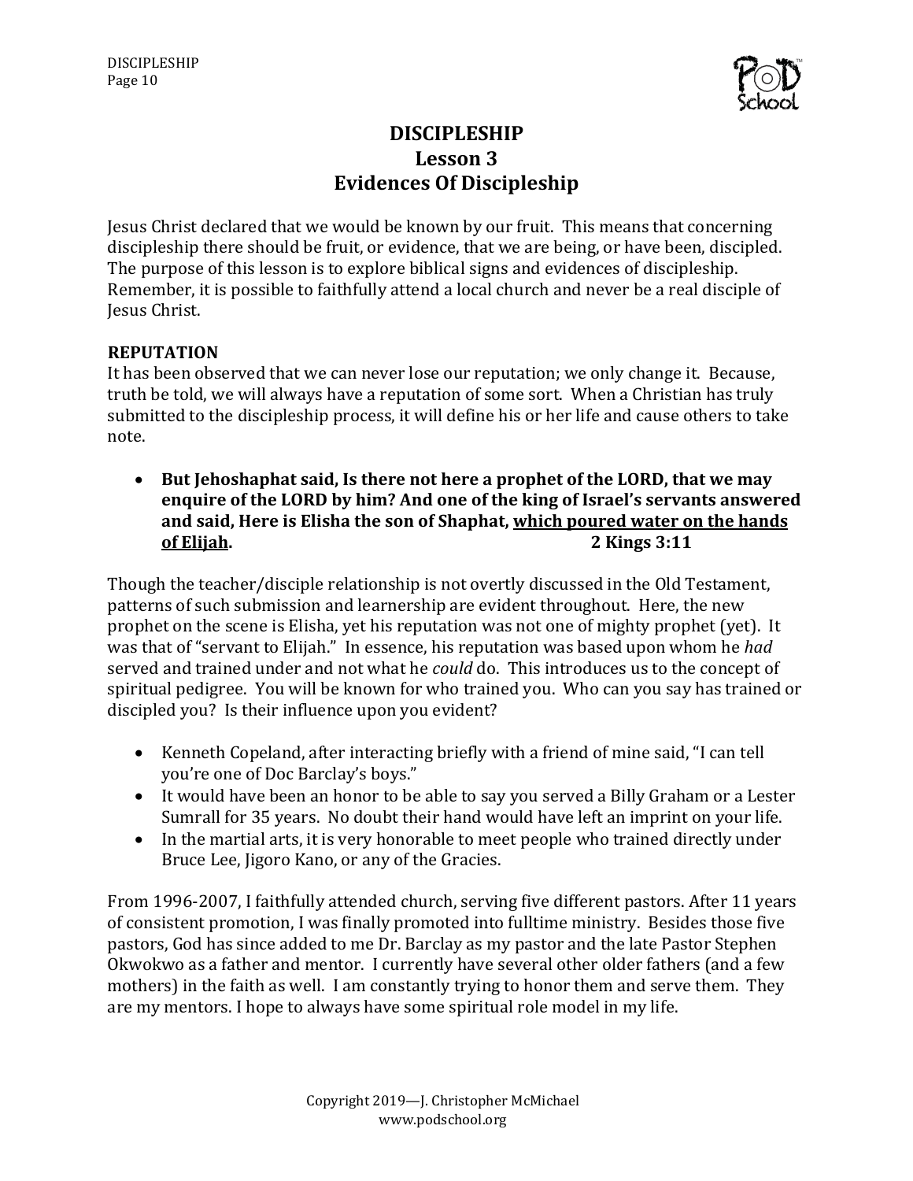# DISCIPLESHIP
## Lesson 3
## Evidences Of Discipleship

Jesus Christ declared that we would be known by our fruit. This means that concerning discipleship there should be fruit, or evidence, that we are being, or have been, discipled. The purpose of this lesson is to explore biblical signs and evidences of discipleship. Remember, it is possible to faithfully attend a local church and never be a real disciple of Jesus Christ.

**REPUTATION**

It has been observed that we can never lose our reputation; we only change it. Because, truth be told, we will always have a reputation of some sort. When a Christian has truly submitted to the discipleship process, it will define his or her life and cause others to take note.

- **But Jehoshaphat said, Is there not here a prophet of the LORD, that we may enquire of the LORD by him? And one of the king of Israel's servants answered and said, Here is Elisha the son of Shaphat, <u>which poured water on the hands of Elijah</u>. 2 Kings 3:11**

Though the teacher/disciple relationship is not overtly discussed in the Old Testament, patterns of such submission and learnership are evident throughout. Here, the new prophet on the scene is Elisha, yet his reputation was not one of mighty prophet (yet). It was that of "servant to Elijah." In essence, his reputation was based upon whom he *had* served and trained under and not what he *could* do. This introduces us to the concept of spiritual pedigree. You will be known for who trained you. Who can you say has trained or discipled you? Is their influence upon you evident?

- Kenneth Copeland, after interacting briefly with a friend of mine said, "I can tell you're one of Doc Barclay's boys."
- It would have been an honor to be able to say you served a Billy Graham or a Lester Sumrall for 35 years. No doubt their hand would have left an imprint on your life.
- In the martial arts, it is very honorable to meet people who trained directly under Bruce Lee, Jigoro Kano, or any of the Gracies.

From 1996-2007, I faithfully attended church, serving five different pastors. After 11 years of consistent promotion, I was finally promoted into fulltime ministry. Besides those five pastors, God has since added to me Dr. Barclay as my pastor and the late Pastor Stephen Okwokwo as a father and mentor. I currently have several other older fathers (and a few mothers) in the faith as well. I am constantly trying to honor them and serve them. They are my mentors. I hope to always have some spiritual role model in my life.

Copyright 2019—J. Christopher McMichael
www.podschool.org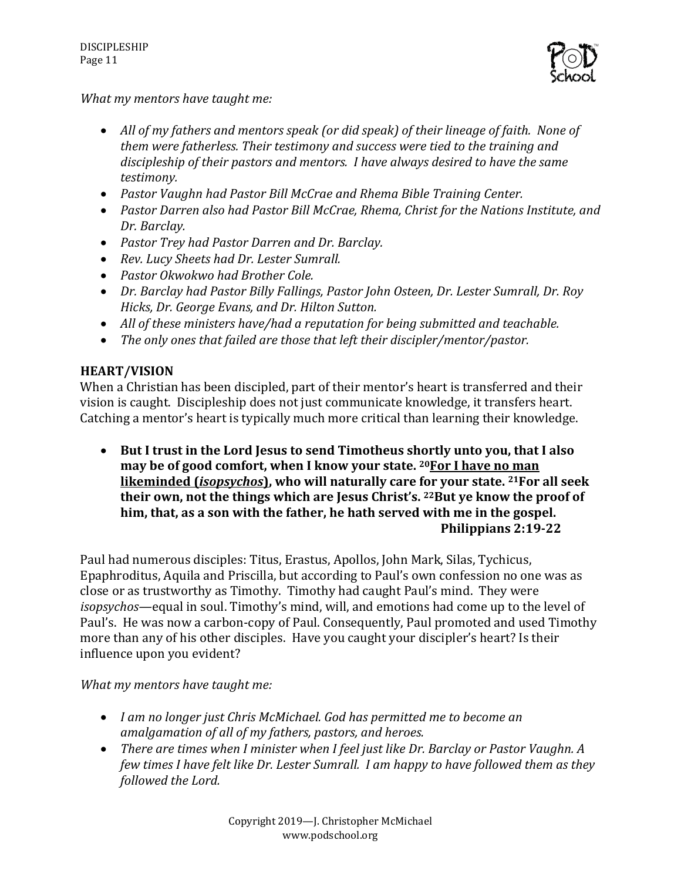*What my mentors have taught me:*

- *All of my fathers and mentors speak (or did speak) of their lineage of faith. None of them were fatherless. Their testimony and success were tied to the training and discipleship of their pastors and mentors. I have always desired to have the same testimony.*
- *Pastor Vaughn had Pastor Bill McCrae and Rhema Bible Training Center.*
- *Pastor Darren also had Pastor Bill McCrae, Rhema, Christ for the Nations Institute, and Dr. Barclay.*
- *Pastor Trey had Pastor Darren and Dr. Barclay.*
- *Rev. Lucy Sheets had Dr. Lester Sumrall.*
- *Pastor Okwokwo had Brother Cole.*
- *Dr. Barclay had Pastor Billy Fallings, Pastor John Osteen, Dr. Lester Sumrall, Dr. Roy Hicks, Dr. George Evans, and Dr. Hilton Sutton.*
- *All of these ministers have/had a reputation for being submitted and teachable.*
- *The only ones that failed are those that left their discipler/mentor/pastor.*

## HEART/VISION

When a Christian has been discipled, part of their mentor's heart is transferred and their vision is caught. Discipleship does not just communicate knowledge, it transfers heart. Catching a mentor's heart is typically much more critical than learning their knowledge.

- **But I trust in the Lord Jesus to send Timotheus shortly unto you, that I also may be of good comfort, when I know your state. [20]<u>For I have no man likeminded (*isopsychos*)</u>, who will naturally care for your state. [21]For all seek their own, not the things which are Jesus Christ's. [22]But ye know the proof of him, that, as a son with the father, he hath served with me in the gospel.**
  **Philippians 2:19-22**

Paul had numerous disciples: Titus, Erastus, Apollos, John Mark, Silas, Tychicus, Epaphroditus, Aquila and Priscilla, but according to Paul's own confession no one was as close or as trustworthy as Timothy. Timothy had caught Paul's mind. They were *isopsychos*—equal in soul. Timothy's mind, will, and emotions had come up to the level of Paul's. He was now a carbon-copy of Paul. Consequently, Paul promoted and used Timothy more than any of his other disciples. Have you caught your discipler's heart? Is their influence upon you evident?

*What my mentors have taught me:*

- *I am no longer just Chris McMichael. God has permitted me to become an amalgamation of all of my fathers, pastors, and heroes.*
- *There are times when I minister when I feel just like Dr. Barclay or Pastor Vaughn. A few times I have felt like Dr. Lester Sumrall. I am happy to have followed them as they followed the Lord.*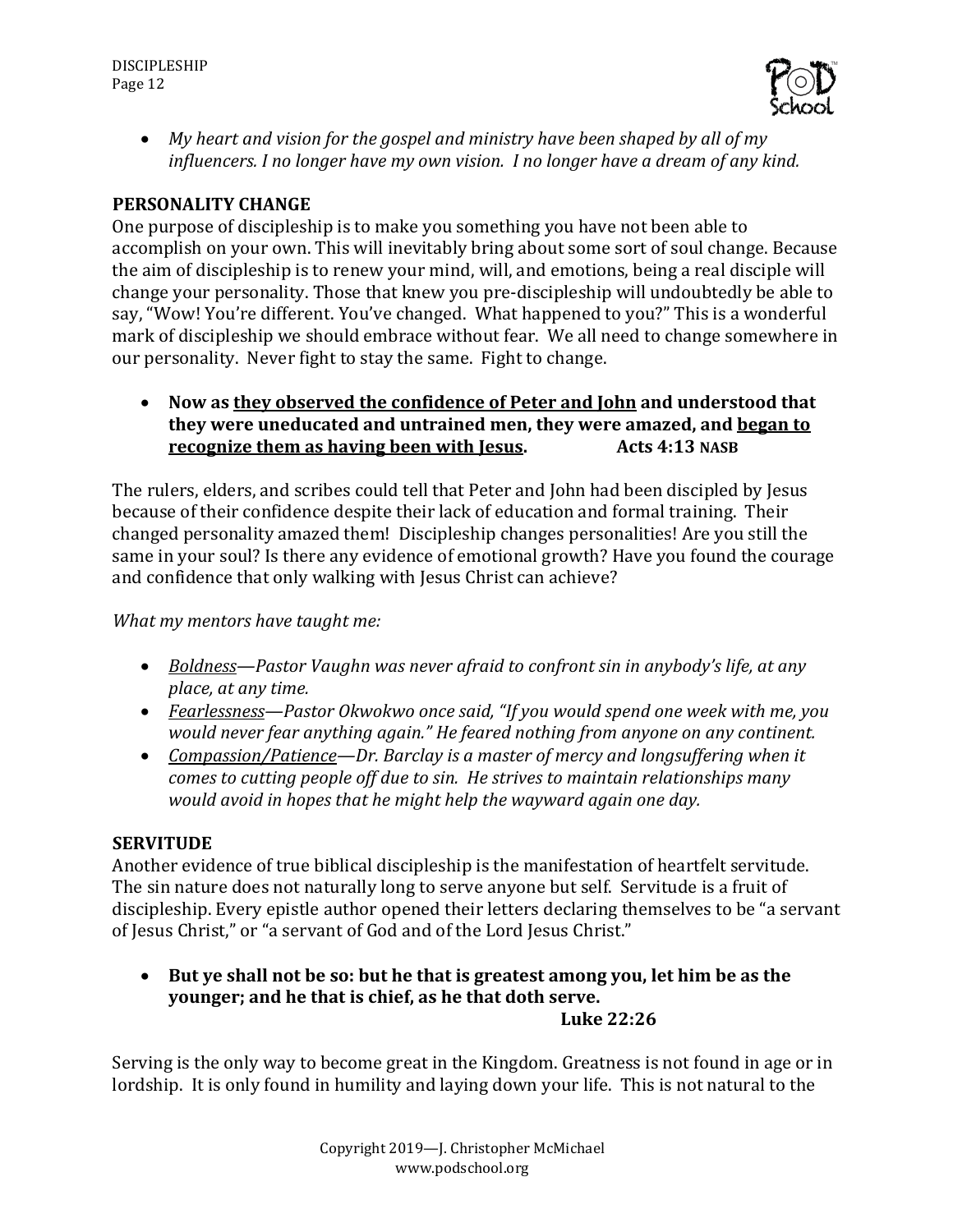- *My heart and vision for the gospel and ministry have been shaped by all of my influencers. I no longer have my own vision. I no longer have a dream of any kind.*

### PERSONALITY CHANGE

One purpose of discipleship is to make you something you have not been able to accomplish on your own. This will inevitably bring about some sort of soul change. Because the aim of discipleship is to renew your mind, will, and emotions, being a real disciple will change your personality. Those that knew you pre-discipleship will undoubtedly be able to say, "Wow! You're different. You've changed. What happened to you?" This is a wonderful mark of discipleship we should embrace without fear. We all need to change somewhere in our personality. Never fight to stay the same. Fight to change.

- **Now as <u>they observed the confidence of Peter and John</u> and understood that they were uneducated and untrained men, they were amazed, and <u>began to recognize them as having been with Jesus</u>. Acts 4:13 NASB**

The rulers, elders, and scribes could tell that Peter and John had been discipled by Jesus because of their confidence despite their lack of education and formal training. Their changed personality amazed them! Discipleship changes personalities! Are you still the same in your soul? Is there any evidence of emotional growth? Have you found the courage and confidence that only walking with Jesus Christ can achieve?

*What my mentors have taught me:*

- *<u>Boldness</u>—Pastor Vaughn was never afraid to confront sin in anybody's life, at any place, at any time.*
- *<u>Fearlessness</u>—Pastor Okwokwo once said, "If you would spend one week with me, you would never fear anything again." He feared nothing from anyone on any continent.*
- *<u>Compassion/Patience</u>—Dr. Barclay is a master of mercy and longsuffering when it comes to cutting people off due to sin. He strives to maintain relationships many would avoid in hopes that he might help the wayward again one day.*

### SERVITUDE

Another evidence of true biblical discipleship is the manifestation of heartfelt servitude. The sin nature does not naturally long to serve anyone but self. Servitude is a fruit of discipleship. Every epistle author opened their letters declaring themselves to be "a servant of Jesus Christ," or "a servant of God and of the Lord Jesus Christ."

- **But ye shall not be so: but he that is greatest among you, let him be as the younger; and he that is chief, as he that doth serve. Luke 22:26**

Serving is the only way to become great in the Kingdom. Greatness is not found in age or in lordship. It is only found in humility and laying down your life. This is not natural to the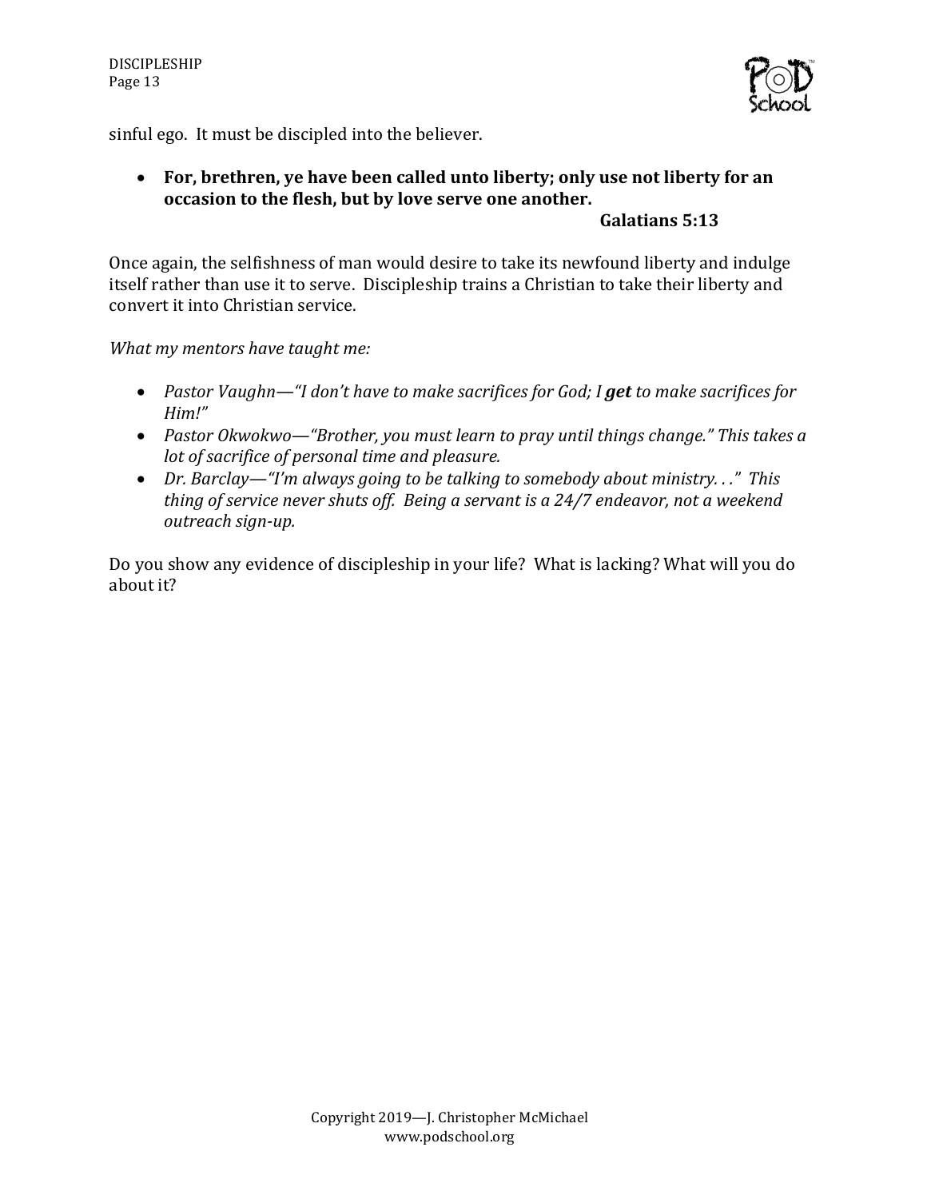sinful ego. It must be discipled into the believer.

- **For, brethren, ye have been called unto liberty; only use not liberty for an occasion to the flesh, but by love serve one another.**

  **Galatians 5:13**

Once again, the selfishness of man would desire to take its newfound liberty and indulge itself rather than use it to serve. Discipleship trains a Christian to take their liberty and convert it into Christian service.

*What my mentors have taught me:*

- *Pastor Vaughn—"I don't have to make sacrifices for God; I **get** to make sacrifices for Him!"*
- *Pastor Okwokwo—"Brother, you must learn to pray until things change." This takes a lot of sacrifice of personal time and pleasure.*
- *Dr. Barclay—"I'm always going to be talking to somebody about ministry. . ." This thing of service never shuts off. Being a servant is a 24/7 endeavor, not a weekend outreach sign-up.*

Do you show any evidence of discipleship in your life? What is lacking? What will you do about it?